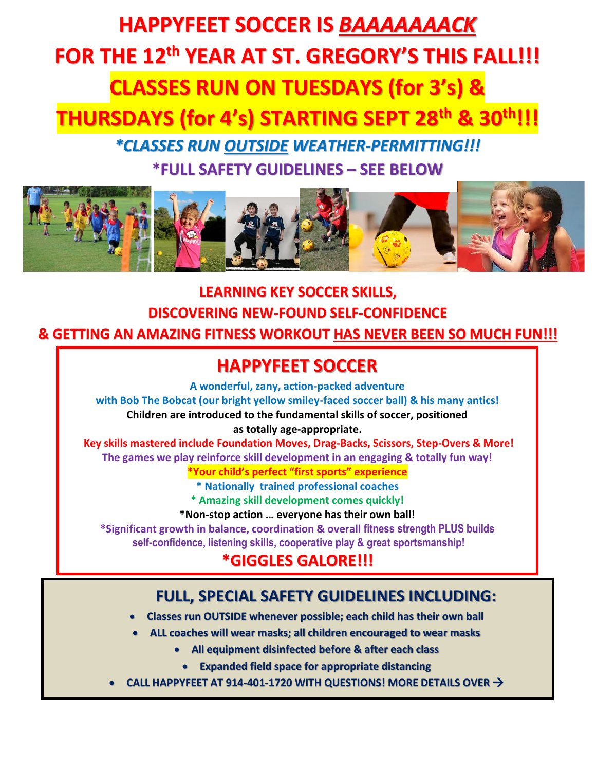# HAPPYFEET SOCCER IS *BAAAAAAACK*

# FOR THE 12th YEAR AT ST. GREGORY'S THIS FALL!!!

## CLASSES RUN ON TUESDAYS (for 3's) & THURSDAYS (for 4's) STARTING SEPT 28th & 30th!!!

***CLASSES RUN OUTSIDE WEATHER-PERMITTING!!!***

**\*FULL SAFETY GUIDELINES – SEE BELOW**

**LEARNING KEY SOCCER SKILLS,**
**DISCOVERING NEW-FOUND SELF-CONFIDENCE**
**& GETTING AN AMAZING FITNESS WORKOUT HAS NEVER BEEN SO MUCH FUN!!!**

## HAPPYFEET SOCCER

**A wonderful, zany, action-packed adventure**
**with Bob The Bobcat (our bright yellow smiley-faced soccer ball) & his many antics!**

**Children are introduced to the fundamental skills of soccer, positioned as totally age-appropriate.**

**Key skills mastered include Foundation Moves, Drag-Backs, Scissors, Step-Overs & More!**

**The games we play reinforce skill development in an engaging & totally fun way!**

**\*Your child's perfect "first sports" experience**

**\* Nationally trained professional coaches**

**\* Amazing skill development comes quickly!**

**\*Non-stop action … everyone has their own ball!**

**\*Significant growth in balance, coordination & overall fitness strength PLUS builds self-confidence, listening skills, cooperative play & great sportsmanship!**

**\*GIGGLES GALORE!!!**

### FULL, SPECIAL SAFETY GUIDELINES INCLUDING:

- **Classes run OUTSIDE whenever possible; each child has their own ball**
- **ALL coaches will wear masks; all children encouraged to wear masks**
- **All equipment disinfected before & after each class**
- **Expanded field space for appropriate distancing**
- **CALL HAPPYFEET AT 914-401-1720 WITH QUESTIONS! MORE DETAILS OVER →**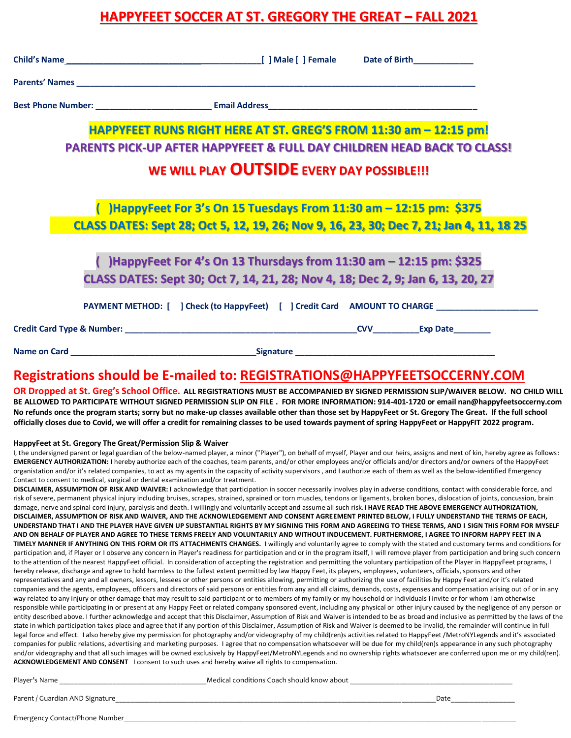# HAPPYFEET SOCCER AT ST. GREGORY THE GREAT – FALL 2021

**Child's Name**___________________________________________ **[ ] Male [ ] Female** **Date of Birth**_____________

**Parents' Names** ________________________________________________________________________________________

**Best Phone Number:** ________________________ **Email Address**_____________________________________________

**HAPPYFEET RUNS RIGHT HERE AT ST. GREG'S FROM 11:30 am – 12:15 pm!**

**PARENTS PICK-UP AFTER HAPPYFEET & FULL DAY CHILDREN HEAD BACK TO CLASS!**

**WE WILL PLAY OUTSIDE EVERY DAY POSSIBLE!!!**

**( )HappyFeet For 3's On 15 Tuesdays From 11:30 am – 12:15 pm: $375**
**CLASS DATES: Sept 28; Oct 5, 12, 19, 26; Nov 9, 16, 23, 30; Dec 7, 21; Jan 4, 11, 18 25**

**( )HappyFeet For 4's On 13 Thursdays from 11:30 am – 12:15 pm: $325**
**CLASS DATES: Sept 30; Oct 7, 14, 21, 28; Nov 4, 18; Dec 2, 9; Jan 6, 13, 20, 27**

**PAYMENT METHOD: [ ] Check (to HappyFeet) [ ] Credit Card AMOUNT TO CHARGE** ______________________

**Credit Card Type & Number:** _________________________________________________**CVV**__________**Exp Date**________

**Name on Card** ________________________________________**Signature** ___________________________________________

## Registrations should be E-mailed to: REGISTRATIONS@HAPPYFEETSOCCERNY.COM

**OR Dropped at St. Greg's School Office. ALL REGISTRATIONS MUST BE ACCOMPANIED BY SIGNED PERMISSION SLIP/WAIVER BELOW. NO CHILD WILL BE ALLOWED TO PARTICIPATE WITHOUT SIGNED PERMISSION SLIP ON FILE . FOR MORE INFORMATION: 914-401-1720 or email nan@happyfeetsoccerny.com No refunds once the program starts; sorry but no make-up classes available other than those set by HappyFeet or St. Gregory The Great. If the full school officially closes due to Covid, we will offer a credit for remaining classes to be used towards payment of spring HappyFeet or HappyFIT 2022 program.**

**HappyFeet at St. Gregory The Great/Permission Slip & Waiver**

I, the undersigned parent or legal guardian of the below-named player, a minor ("Player"), on behalf of myself, Player and our heirs, assigns and next of kin, hereby agree as follows: **EMERGENCY AUTHORIZATION:** I hereby authorize each of the coaches, team parents, and/or other employees and/or officials and/or directors and/or owners of the HappyFeet organistation and/or it's related companies, to act as my agents in the capacity of activity supervisors , and I authorize each of them as well as the below-identified Emergency Contact to consent to medical, surgical or dental examination and/or treatment.
**DISCLAIMER, ASSUMPTION OF RISK AND WAIVER: I** acknowledge that participation in soccer necessarily involves play in adverse conditions, contact with considerable force, and risk of severe, permanent physical injury including bruises, scrapes, strained, sprained or torn muscles, tendons or ligaments, broken bones, dislocation of joints, concussion, brain damage, nerve and spinal cord injury, paralysis and death. I willingly and voluntarily accept and assume all such risk. **I HAVE READ THE ABOVE EMERGENCY AUTHORIZATION, DISCLAIMER, ASSUMPTION OF RISK AND WAIVER, AND THE ACKNOWLEDGEMENT AND CONSENT AGREEMENT PRINTED BELOW, I FULLY UNDERSTAND THE TERMS OF EACH, UNDERSTAND THAT I AND THE PLAYER HAVE GIVEN UP SUBSTANTIAL RIGHTS BY MY SIGNING THIS FORM AND AGREEING TO THESE TERMS, AND I SIGN THIS FORM FOR MYSELF AND ON BEHALF OF PLAYER AND AGREE TO THESE TERMS FREELY AND VOLUNTARILY AND WITHOUT INDUCEMENT. FURTHERMORE, I AGREE TO INFORM HAPPY FEET IN A TIMELY MANNER IF ANYTHING ON THIS FORM OR ITS ATTACHMENTS CHANGES.** I willingly and voluntarily agree to comply with the stated and customary terms and conditions for participation and, if Player or I observe any concern in Player's readiness for participation and or in the program itself, I will remove player from participation and bring such concern to the attention of the nearest HappyFeet official. In consideration of accepting the registration and permitting the voluntary participation of the Player in HappyFeet programs, I hereby release, discharge and agree to hold harmless to the fullest extent permitted by law Happy Feet, its players, employees, volunteers, officials, sponsors and other representatives and any and all owners, lessors, lessees or other persons or entities allowing, permitting or authorizing the use of facilities by Happy Feet and/or it's related companies and the agents, employees, officers and directors of said persons or entities from any and all claims, demands, costs, expenses and compensation arising out of or in any way related to any injury or other damage that may result to said participant or to members of my family or my household or individuals I invite or for whom I am otherwise responsible while participating in or present at any Happy Feet or related company sponsored event, including any physical or other injury caused by the negligence of any person or entity described above. I further acknowledge and accept that this Disclaimer, Assumption of Risk and Waiver is intended to be as broad and inclusive as permitted by the laws of the state in which participation takes place and agree that if any portion of this Disclaimer, Assumption of Risk and Waiver is deemed to be invalid, the remainder will continue in full legal force and effect. I also hereby give my permission for photography and/or videography of my child(ren)s activities related to HappyFeet /MetroNYLegends and it's associated companies for public relations, advertising and marketing purposes. I agree that no compensation whatsoever will be due for my child(ren)s appearance in any such photography and/or videography and that all such images will be owned exclusively by HappyFeet/MetroNYLegends and no ownership rights whatsoever are conferred upon me or my child(ren). **ACKNOWLEDGEMENT AND CONSENT** I consent to such uses and hereby waive all rights to compensation.

Player's Name ______________________________________Medical conditions Coach should know about ________________________________________

Parent / Guardian AND Signature_____________________________________________________________________________Date________________

Emergency Contact/Phone Number______________________________________________________________________________________________